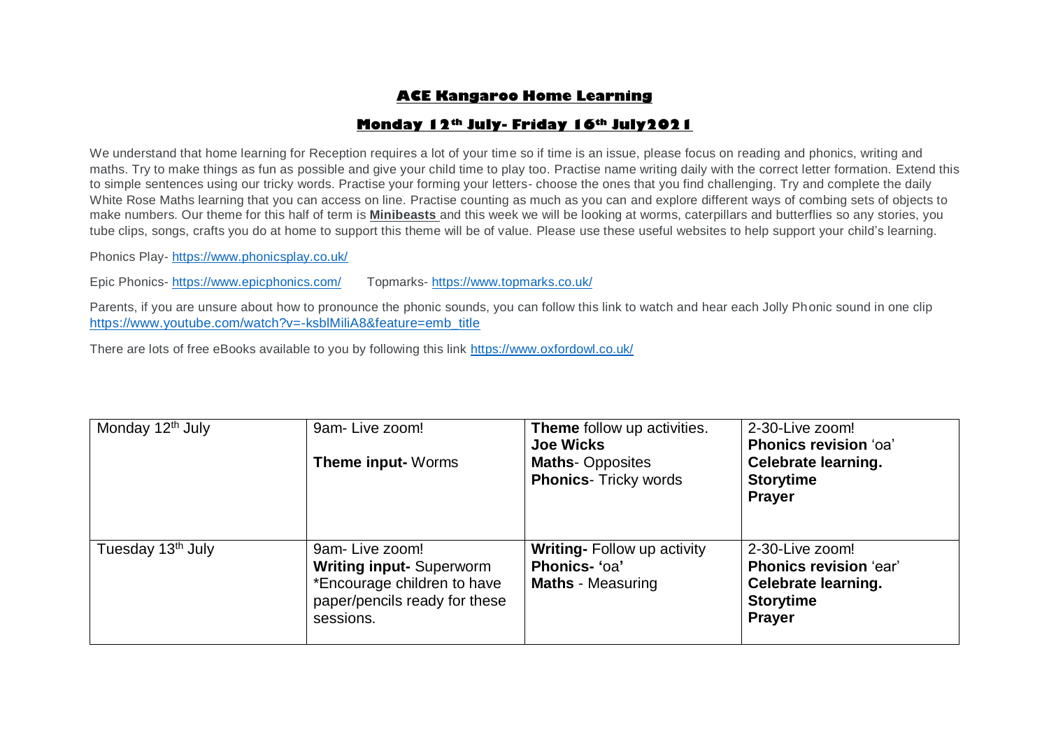# ACE Kangaroo Home Learning

## Monday 12th July- Friday 16th July2021

We understand that home learning for Reception requires a lot of your time so if time is an issue, please focus on reading and phonics, writing and maths. Try to make things as fun as possible and give your child time to play too. Practise name writing daily with the correct letter formation. Extend this to simple sentences using our tricky words. Practise your forming your letters- choose the ones that you find challenging. Try and complete the daily White Rose Maths learning that you can access on line. Practise counting as much as you can and explore different ways of combing sets of objects to make numbers. Our theme for this half of term is **Minibeasts** and this week we will be looking at worms, caterpillars and butterflies so any stories, you tube clips, songs, crafts you do at home to support this theme will be of value. Please use these useful websites to help support your child's learning.

Phonics Play- https://www.phonicsplay.co.uk/

Epic Phonics- https://www.epicphonics.com/ Topmarks- https://www.topmarks.co.uk/

Parents, if you are unsure about how to pronounce the phonic sounds, you can follow this link to watch and hear each Jolly Phonic sound in one clip https://www.youtube.com/watch?v=-ksblMiliA8&feature=emb_title

There are lots of free eBooks available to you by following this link https://www.oxfordowl.co.uk/

| | | | |
|---|---|---|---|
| Monday 12th July | 9am- Live zoom!<br><br>**Theme input-** Worms | **Theme** follow up activities.<br>**Joe Wicks**<br>**Maths**- Opposites<br>**Phonics**- Tricky words | 2-30-Live zoom!<br>**Phonics revision** 'oa'<br>**Celebrate learning.**<br>**Storytime**<br>**Prayer** |
| Tuesday 13th July | 9am- Live zoom!<br>**Writing input-** Superworm<br>*Encourage children to have paper/pencils ready for these sessions. | **Writing-** Follow up activity<br>**Phonics- '**oa**'**<br>**Maths** - Measuring | 2-30-Live zoom!<br>**Phonics revision** 'ear'<br>**Celebrate learning.**<br>**Storytime**<br>**Prayer** |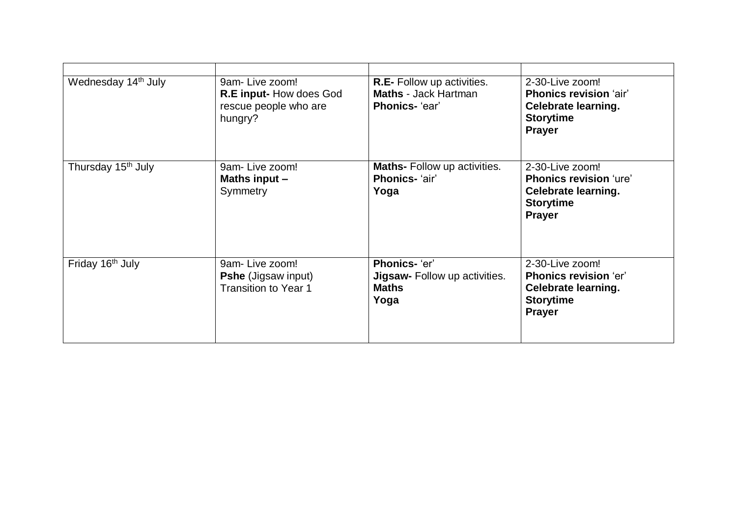| | | | |
|---|---|---|---|
| Wednesday 14th July | 9am- Live zoom!<br>**R.E input-** How does God rescue people who are hungry? | **R.E-** Follow up activities.<br>**Maths** - Jack Hartman<br>**Phonics-** 'ear' | 2-30-Live zoom!<br>**Phonics revision** 'air'<br>**Celebrate learning.**<br>**Storytime**<br>**Prayer** |
| Thursday 15th July | 9am- Live zoom!<br>**Maths input –**<br>Symmetry | **Maths-** Follow up activities.<br>**Phonics-** 'air'<br>**Yoga** | 2-30-Live zoom!<br>**Phonics revision** 'ure'<br>**Celebrate learning.**<br>**Storytime**<br>**Prayer** |
| Friday 16th July | 9am- Live zoom!<br>**Pshe** (Jigsaw input)<br>Transition to Year 1 | **Phonics-** 'er'<br>**Jigsaw-** Follow up activities.<br>**Maths**<br>**Yoga** | 2-30-Live zoom!<br>**Phonics revision** 'er'<br>**Celebrate learning.**<br>**Storytime**<br>**Prayer** |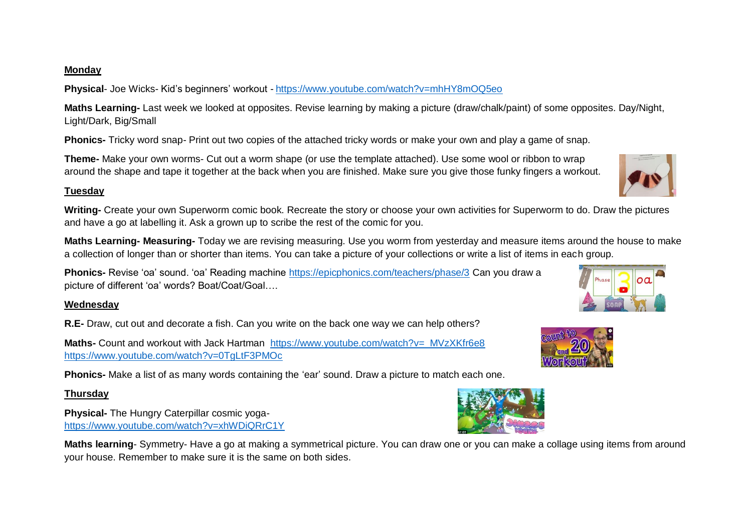**Monday**

**Physical**- Joe Wicks- Kid's beginners' workout - https://www.youtube.com/watch?v=mhHY8mOQ5eo

**Maths Learning-** Last week we looked at opposites. Revise learning by making a picture (draw/chalk/paint) of some opposites. Day/Night, Light/Dark, Big/Small

**Phonics-** Tricky word snap- Print out two copies of the attached tricky words or make your own and play a game of snap.

**Theme-** Make your own worms- Cut out a worm shape (or use the template attached). Use some wool or ribbon to wrap around the shape and tape it together at the back when you are finished. Make sure you give those funky fingers a workout.

**Tuesday**

**Writing-** Create your own Superworm comic book. Recreate the story or choose your own activities for Superworm to do. Draw the pictures and have a go at labelling it. Ask a grown up to scribe the rest of the comic for you.

**Maths Learning- Measuring-** Today we are revising measuring. Use you worm from yesterday and measure items around the house to make a collection of longer than or shorter than items. You can take a picture of your collections or write a list of items in each group.

**Phonics-** Revise 'oa' sound. 'oa' Reading machine https://epicphonics.com/teachers/phase/3 Can you draw a picture of different 'oa' words? Boat/Coat/Goal….

**Wednesday**

**R.E-** Draw, cut out and decorate a fish. Can you write on the back one way we can help others?

**Maths-** Count and workout with Jack Hartman https://www.youtube.com/watch?v=_MVzXKfr6e8 https://www.youtube.com/watch?v=0TgLtF3PMOc

**Phonics-** Make a list of as many words containing the 'ear' sound. Draw a picture to match each one.

**Thursday**

**Physical-** The Hungry Caterpillar cosmic yoga- https://www.youtube.com/watch?v=xhWDiQRrC1Y

**Maths learning**- Symmetry- Have a go at making a symmetrical picture. You can draw one or you can make a collage using items from around your house. Remember to make sure it is the same on both sides.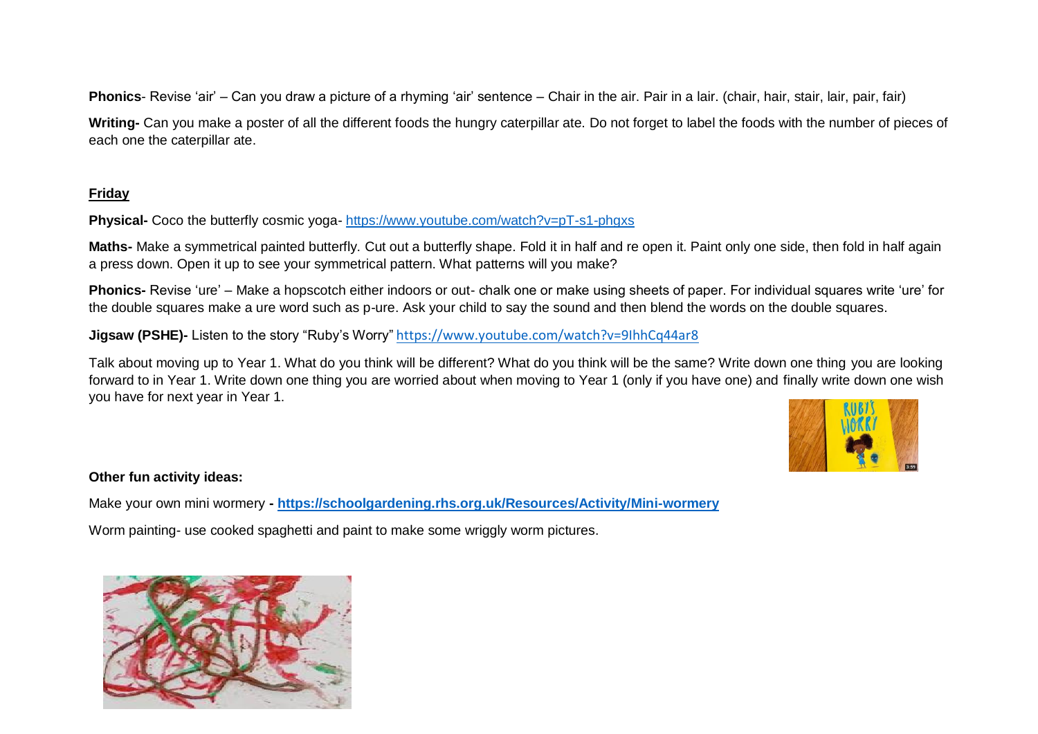**Phonics**- Revise 'air' – Can you draw a picture of a rhyming 'air' sentence – Chair in the air. Pair in a lair. (chair, hair, stair, lair, pair, fair)

**Writing-** Can you make a poster of all the different foods the hungry caterpillar ate. Do not forget to label the foods with the number of pieces of each one the caterpillar ate.

**Friday**

**Physical-** Coco the butterfly cosmic yoga- https://www.youtube.com/watch?v=pT-s1-phgxs

**Maths-** Make a symmetrical painted butterfly. Cut out a butterfly shape. Fold it in half and re open it. Paint only one side, then fold in half again a press down. Open it up to see your symmetrical pattern. What patterns will you make?

**Phonics-** Revise 'ure' – Make a hopscotch either indoors or out- chalk one or make using sheets of paper. For individual squares write 'ure' for the double squares make a ure word such as p-ure. Ask your child to say the sound and then blend the words on the double squares.

**Jigsaw (PSHE)-** Listen to the story "Ruby's Worry" https://www.youtube.com/watch?v=9IhhCq44ar8

Talk about moving up to Year 1. What do you think will be different? What do you think will be the same? Write down one thing you are looking forward to in Year 1. Write down one thing you are worried about when moving to Year 1 (only if you have one) and finally write down one wish you have for next year in Year 1.

**Other fun activity ideas:**

Make your own mini wormery - **https://schoolgardening.rhs.org.uk/Resources/Activity/Mini-wormery**

Worm painting- use cooked spaghetti and paint to make some wriggly worm pictures.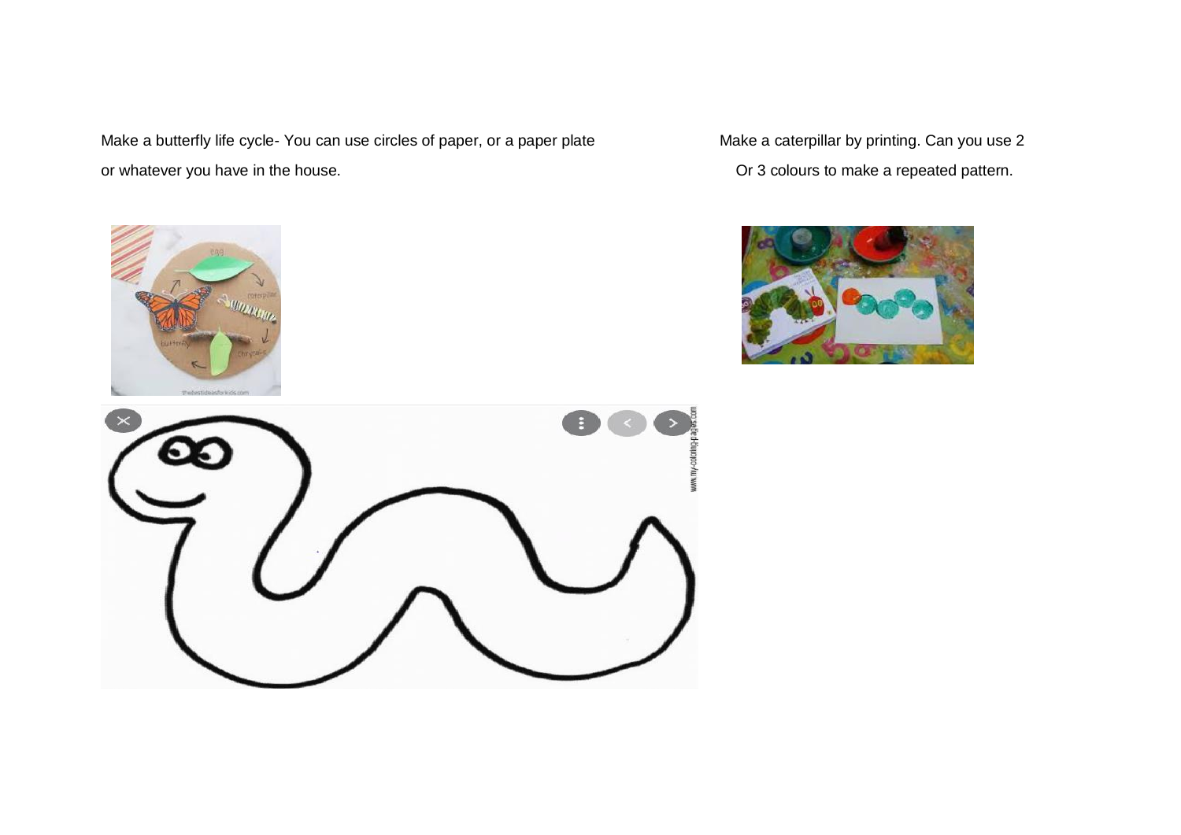Make a butterfly life cycle- You can use circles of paper, or a paper plate or whatever you have in the house.

Make a caterpillar by printing. Can you use 2 Or 3 colours to make a repeated pattern.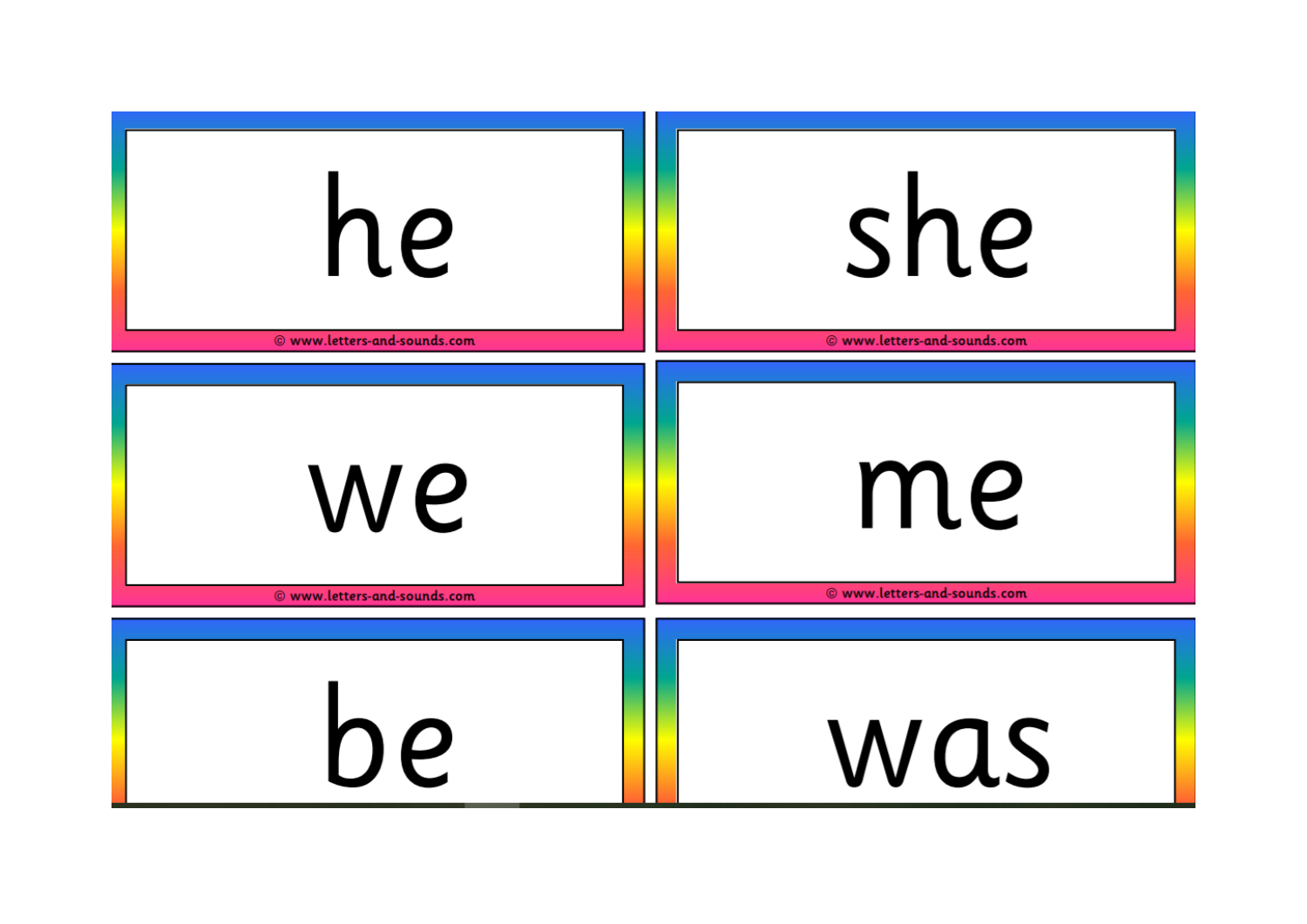he

© www.letters-and-sounds.com

she

© www.letters-and-sounds.com

we

© www.letters-and-sounds.com

me

© www.letters-and-sounds.com

be

was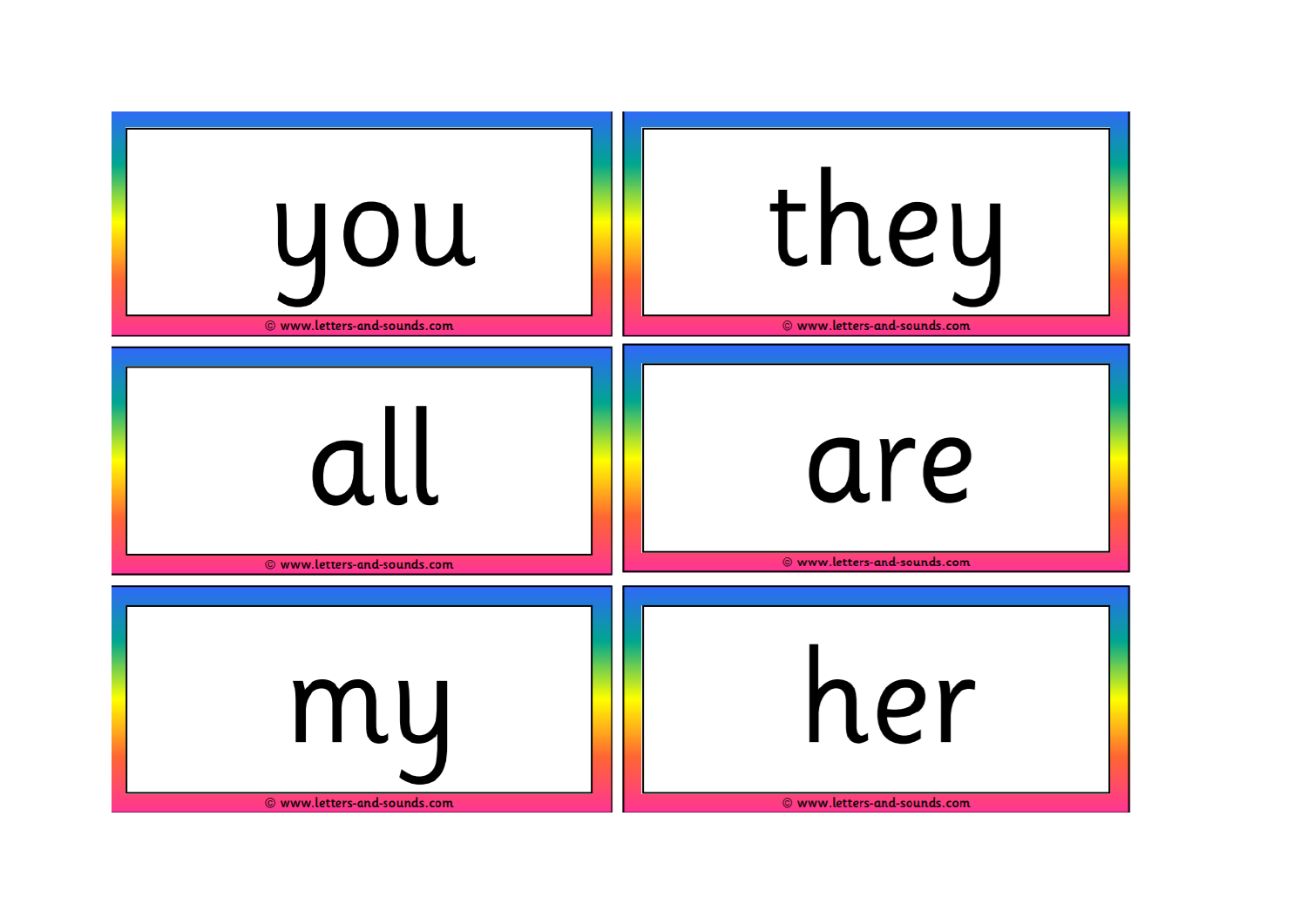you

© www.letters-and-sounds.com

they

© www.letters-and-sounds.com

all

© www.letters-and-sounds.com

are

© www.letters-and-sounds.com

my

© www.letters-and-sounds.com

her

© www.letters-and-sounds.com